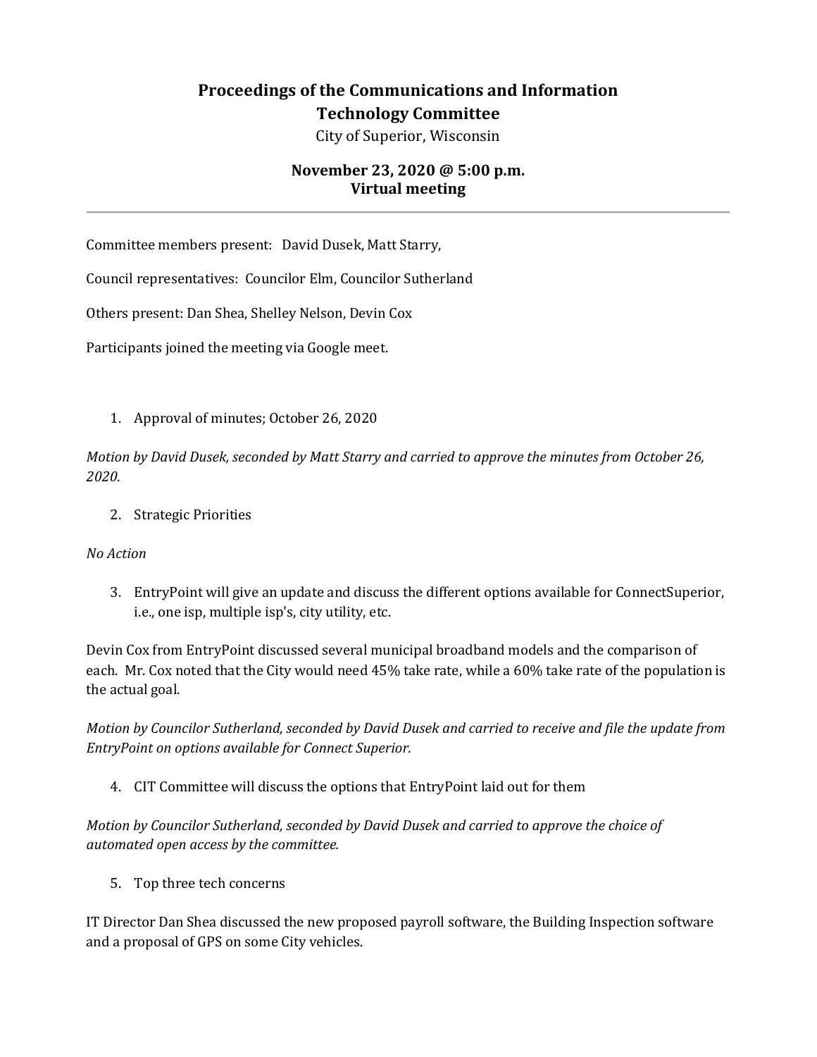# Proceedings of the Communications and Information Technology Committee

City of Superior, Wisconsin

**November 23, 2020 @ 5:00 p.m.**
**Virtual meeting**

---

Committee members present: David Dusek, Matt Starry,

Council representatives: Councilor Elm, Councilor Sutherland

Others present: Dan Shea, Shelley Nelson, Devin Cox

Participants joined the meeting via Google meet.

1. Approval of minutes; October 26, 2020

*Motion by David Dusek, seconded by Matt Starry and carried to approve the minutes from October 26, 2020.*

2. Strategic Priorities

*No Action*

3. EntryPoint will give an update and discuss the different options available for ConnectSuperior, i.e., one isp, multiple isp's, city utility, etc.

Devin Cox from EntryPoint discussed several municipal broadband models and the comparison of each. Mr. Cox noted that the City would need 45% take rate, while a 60% take rate of the population is the actual goal.

*Motion by Councilor Sutherland, seconded by David Dusek and carried to receive and file the update from EntryPoint on options available for Connect Superior.*

4. CIT Committee will discuss the options that EntryPoint laid out for them

*Motion by Councilor Sutherland, seconded by David Dusek and carried to approve the choice of automated open access by the committee.*

5. Top three tech concerns

IT Director Dan Shea discussed the new proposed payroll software, the Building Inspection software and a proposal of GPS on some City vehicles.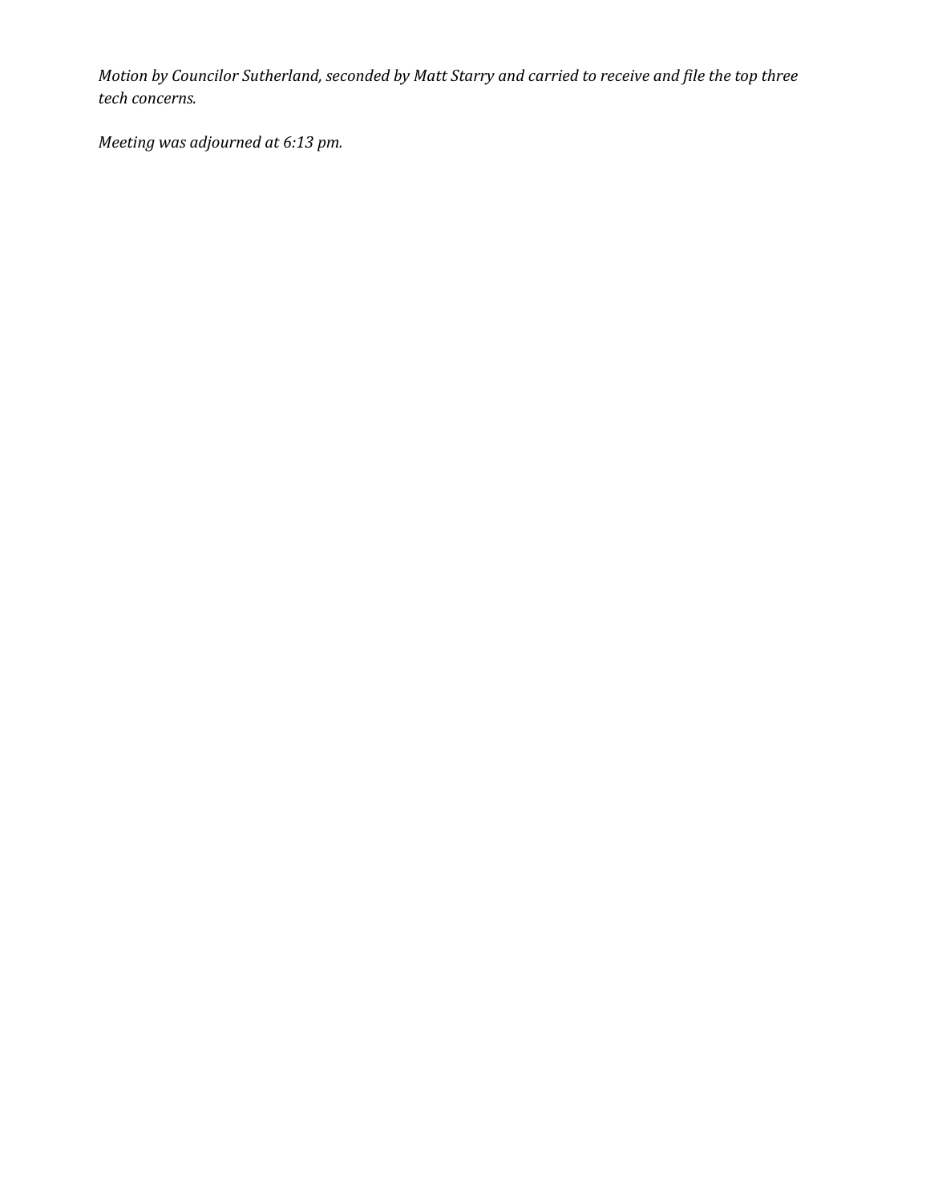*Motion by Councilor Sutherland, seconded by Matt Starry and carried to receive and file the top three tech concerns.*

*Meeting was adjourned at 6:13 pm.*